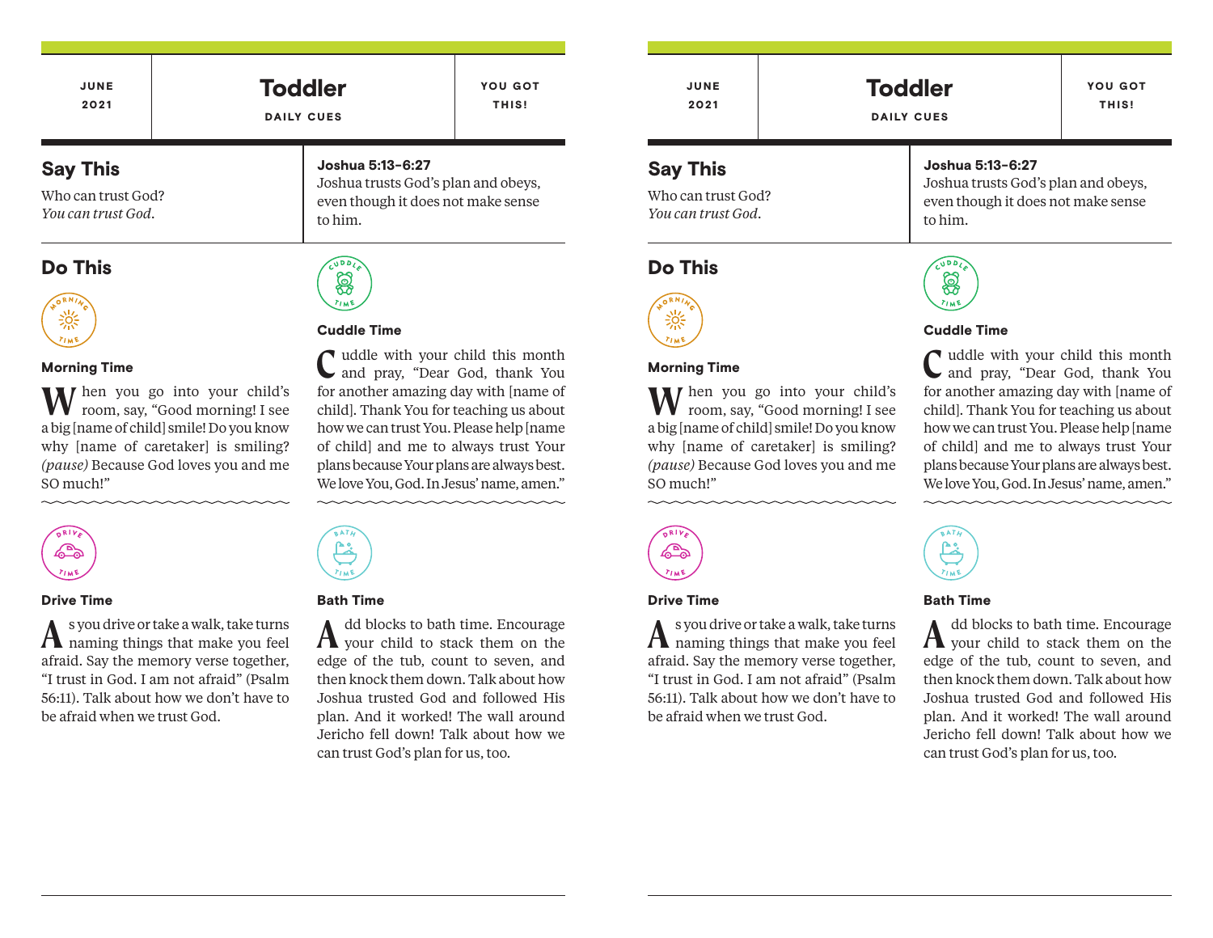JUNE 2021

# Toddler

DAILY CUES

YOU GOT THIS!

## Say This

Who can trust God?
*You can trust God.*

**Joshua 5:13-6:27**
Joshua trusts God's plan and obeys, even though it does not make sense to him.

## Do This

### Morning Time

When you go into your child's room, say, "Good morning! I see a big [name of child] smile! Do you know why [name of caretaker] is smiling? *(pause)* Because God loves you and me SO much!"

### Cuddle Time

Cuddle with your child this month and pray, "Dear God, thank You for another amazing day with [name of child]. Thank You for teaching us about how we can trust You. Please help [name of child] and me to always trust Your plans because Your plans are always best. We love You, God. In Jesus' name, amen."

### Drive Time

As you drive or take a walk, take turns naming things that make you feel afraid. Say the memory verse together, "I trust in God. I am not afraid" (Psalm 56:11). Talk about how we don't have to be afraid when we trust God.

### Bath Time

Add blocks to bath time. Encourage your child to stack them on the edge of the tub, count to seven, and then knock them down. Talk about how Joshua trusted God and followed His plan. And it worked! The wall around Jericho fell down! Talk about how we can trust God's plan for us, too.

---

JUNE 2021

# Toddler

DAILY CUES

YOU GOT THIS!

## Say This

Who can trust God?
*You can trust God.*

**Joshua 5:13-6:27**
Joshua trusts God's plan and obeys, even though it does not make sense to him.

## Do This

### Morning Time

When you go into your child's room, say, "Good morning! I see a big [name of child] smile! Do you know why [name of caretaker] is smiling? *(pause)* Because God loves you and me SO much!"

### Cuddle Time

Cuddle with your child this month and pray, "Dear God, thank You for another amazing day with [name of child]. Thank You for teaching us about how we can trust You. Please help [name of child] and me to always trust Your plans because Your plans are always best. We love You, God. In Jesus' name, amen."

### Drive Time

As you drive or take a walk, take turns naming things that make you feel afraid. Say the memory verse together, "I trust in God. I am not afraid" (Psalm 56:11). Talk about how we don't have to be afraid when we trust God.

### Bath Time

Add blocks to bath time. Encourage your child to stack them on the edge of the tub, count to seven, and then knock them down. Talk about how Joshua trusted God and followed His plan. And it worked! The wall around Jericho fell down! Talk about how we can trust God's plan for us, too.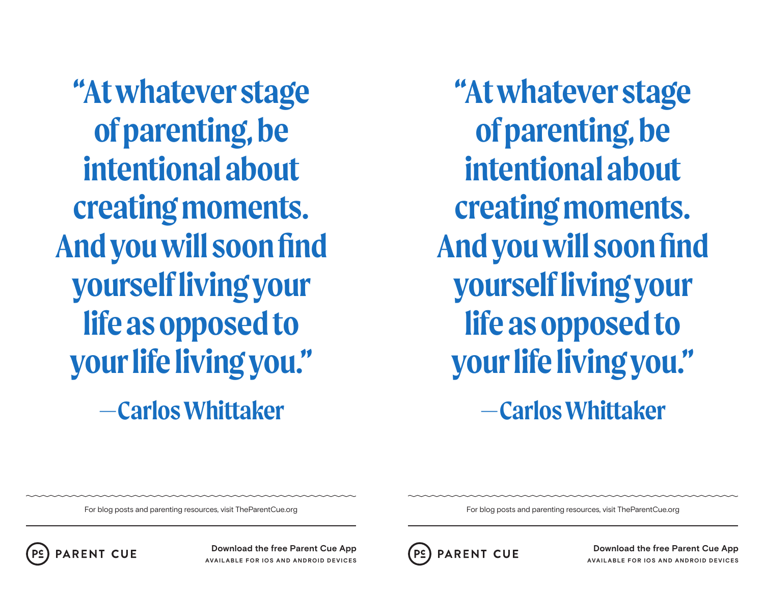“At whatever stage of parenting, be intentional about creating moments. And you will soon find yourself living your life as opposed to your life living you.”

—Carlos Whittaker

For blog posts and parenting resources, visit TheParentCue.org

PARENT CUE

Download the free Parent Cue App
AVAILABLE FOR IOS AND ANDROID DEVICES

“At whatever stage of parenting, be intentional about creating moments. And you will soon find yourself living your life as opposed to your life living you.”

—Carlos Whittaker

For blog posts and parenting resources, visit TheParentCue.org

PARENT CUE

Download the free Parent Cue App
AVAILABLE FOR IOS AND ANDROID DEVICES